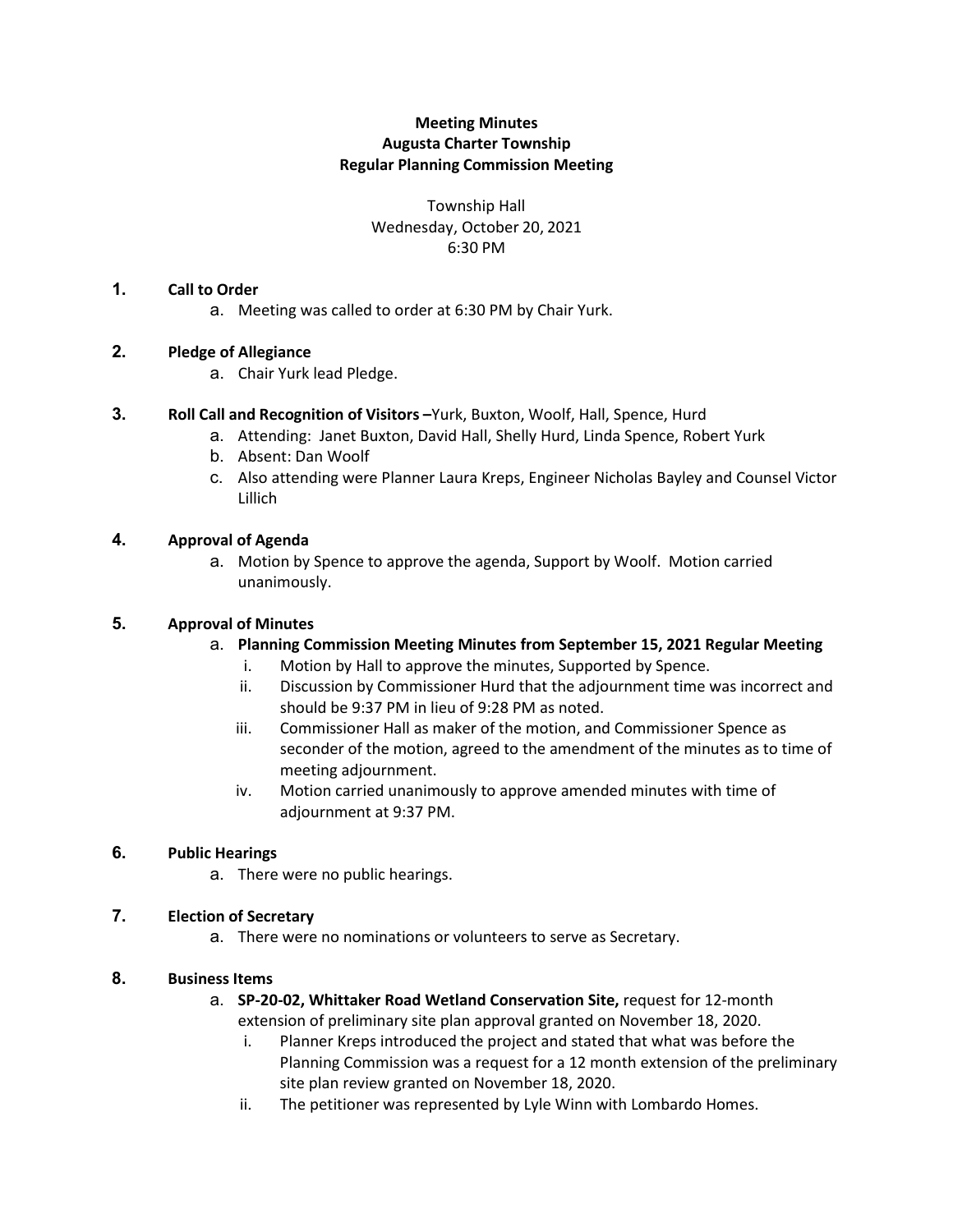**Meeting Minutes**
**Augusta Charter Township**
**Regular Planning Commission Meeting**

Township Hall
Wednesday, October 20, 2021
6:30 PM

1. **Call to Order**
   a. Meeting was called to order at 6:30 PM by Chair Yurk.

2. **Pledge of Allegiance**
   a. Chair Yurk lead Pledge.

3. **Roll Call and Recognition of Visitors –**Yurk, Buxton, Woolf, Hall, Spence, Hurd
   a. Attending: Janet Buxton, David Hall, Shelly Hurd, Linda Spence, Robert Yurk
   b. Absent: Dan Woolf
   c. Also attending were Planner Laura Kreps, Engineer Nicholas Bayley and Counsel Victor Lillich

4. **Approval of Agenda**
   a. Motion by Spence to approve the agenda, Support by Woolf. Motion carried unanimously.

5. **Approval of Minutes**
   a. **Planning Commission Meeting Minutes from September 15, 2021 Regular Meeting**
      i. Motion by Hall to approve the minutes, Supported by Spence.
      ii. Discussion by Commissioner Hurd that the adjournment time was incorrect and should be 9:37 PM in lieu of 9:28 PM as noted.
      iii. Commissioner Hall as maker of the motion, and Commissioner Spence as seconder of the motion, agreed to the amendment of the minutes as to time of meeting adjournment.
      iv. Motion carried unanimously to approve amended minutes with time of adjournment at 9:37 PM.

6. **Public Hearings**
   a. There were no public hearings.

7. **Election of Secretary**
   a. There were no nominations or volunteers to serve as Secretary.

8. **Business Items**
   a. **SP-20-02, Whittaker Road Wetland Conservation Site,** request for 12-month extension of preliminary site plan approval granted on November 18, 2020.
      i. Planner Kreps introduced the project and stated that what was before the Planning Commission was a request for a 12 month extension of the preliminary site plan review granted on November 18, 2020.
      ii. The petitioner was represented by Lyle Winn with Lombardo Homes.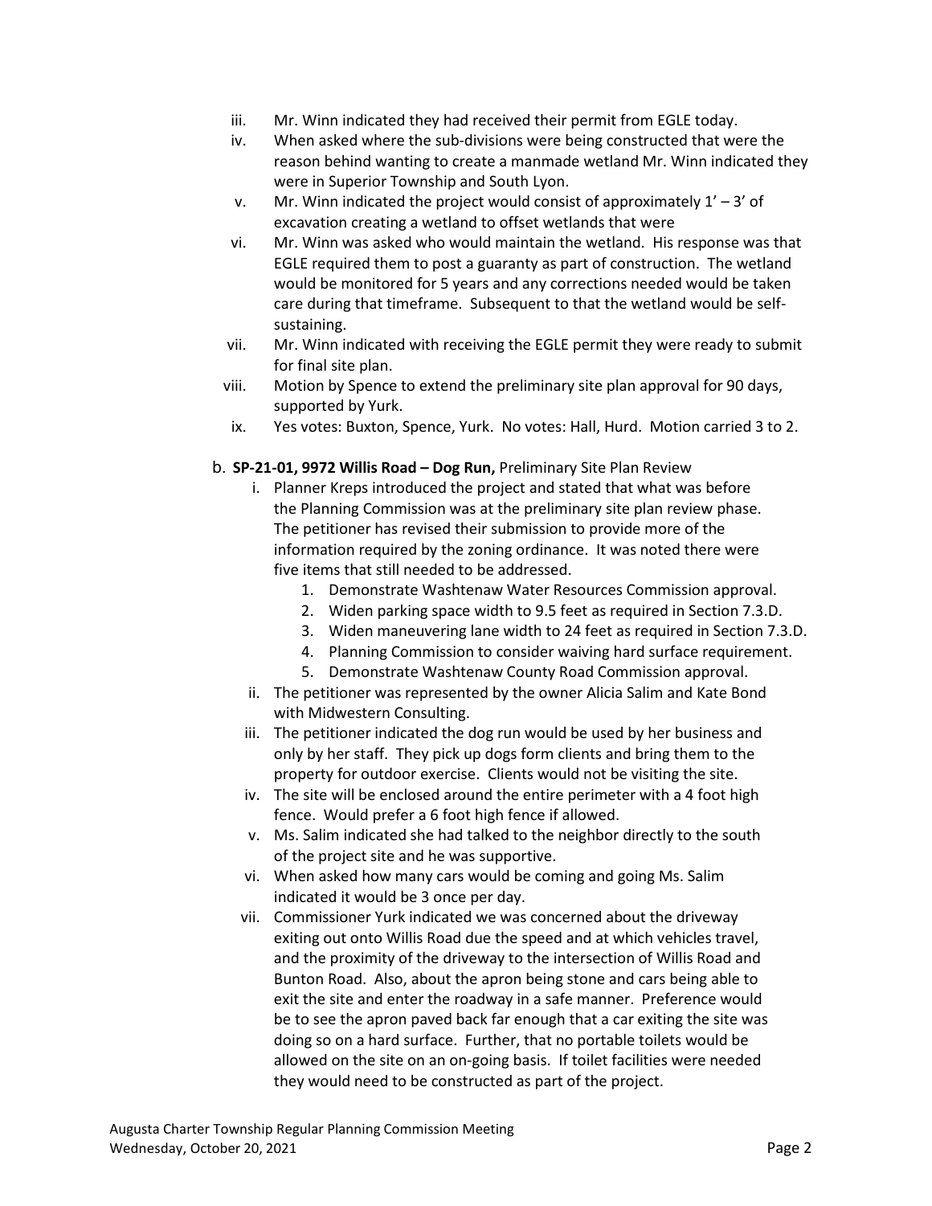iii. Mr. Winn indicated they had received their permit from EGLE today.

iv. When asked where the sub-divisions were being constructed that were the reason behind wanting to create a manmade wetland Mr. Winn indicated they were in Superior Township and South Lyon.

v. Mr. Winn indicated the project would consist of approximately 1' – 3' of excavation creating a wetland to offset wetlands that were

vi. Mr. Winn was asked who would maintain the wetland. His response was that EGLE required them to post a guaranty as part of construction. The wetland would be monitored for 5 years and any corrections needed would be taken care during that timeframe. Subsequent to that the wetland would be self-sustaining.

vii. Mr. Winn indicated with receiving the EGLE permit they were ready to submit for final site plan.

viii. Motion by Spence to extend the preliminary site plan approval for 90 days, supported by Yurk.

ix. Yes votes: Buxton, Spence, Yurk. No votes: Hall, Hurd. Motion carried 3 to 2.

b. **SP-21-01, 9972 Willis Road – Dog Run,** Preliminary Site Plan Review

i. Planner Kreps introduced the project and stated that what was before the Planning Commission was at the preliminary site plan review phase. The petitioner has revised their submission to provide more of the information required by the zoning ordinance. It was noted there were five items that still needed to be addressed.

1. Demonstrate Washtenaw Water Resources Commission approval.
2. Widen parking space width to 9.5 feet as required in Section 7.3.D.
3. Widen maneuvering lane width to 24 feet as required in Section 7.3.D.
4. Planning Commission to consider waiving hard surface requirement.
5. Demonstrate Washtenaw County Road Commission approval.

ii. The petitioner was represented by the owner Alicia Salim and Kate Bond with Midwestern Consulting.

iii. The petitioner indicated the dog run would be used by her business and only by her staff. They pick up dogs form clients and bring them to the property for outdoor exercise. Clients would not be visiting the site.

iv. The site will be enclosed around the entire perimeter with a 4 foot high fence. Would prefer a 6 foot high fence if allowed.

v. Ms. Salim indicated she had talked to the neighbor directly to the south of the project site and he was supportive.

vi. When asked how many cars would be coming and going Ms. Salim indicated it would be 3 once per day.

vii. Commissioner Yurk indicated we was concerned about the driveway exiting out onto Willis Road due the speed and at which vehicles travel, and the proximity of the driveway to the intersection of Willis Road and Bunton Road. Also, about the apron being stone and cars being able to exit the site and enter the roadway in a safe manner. Preference would be to see the apron paved back far enough that a car exiting the site was doing so on a hard surface. Further, that no portable toilets would be allowed on the site on an on-going basis. If toilet facilities were needed they would need to be constructed as part of the project.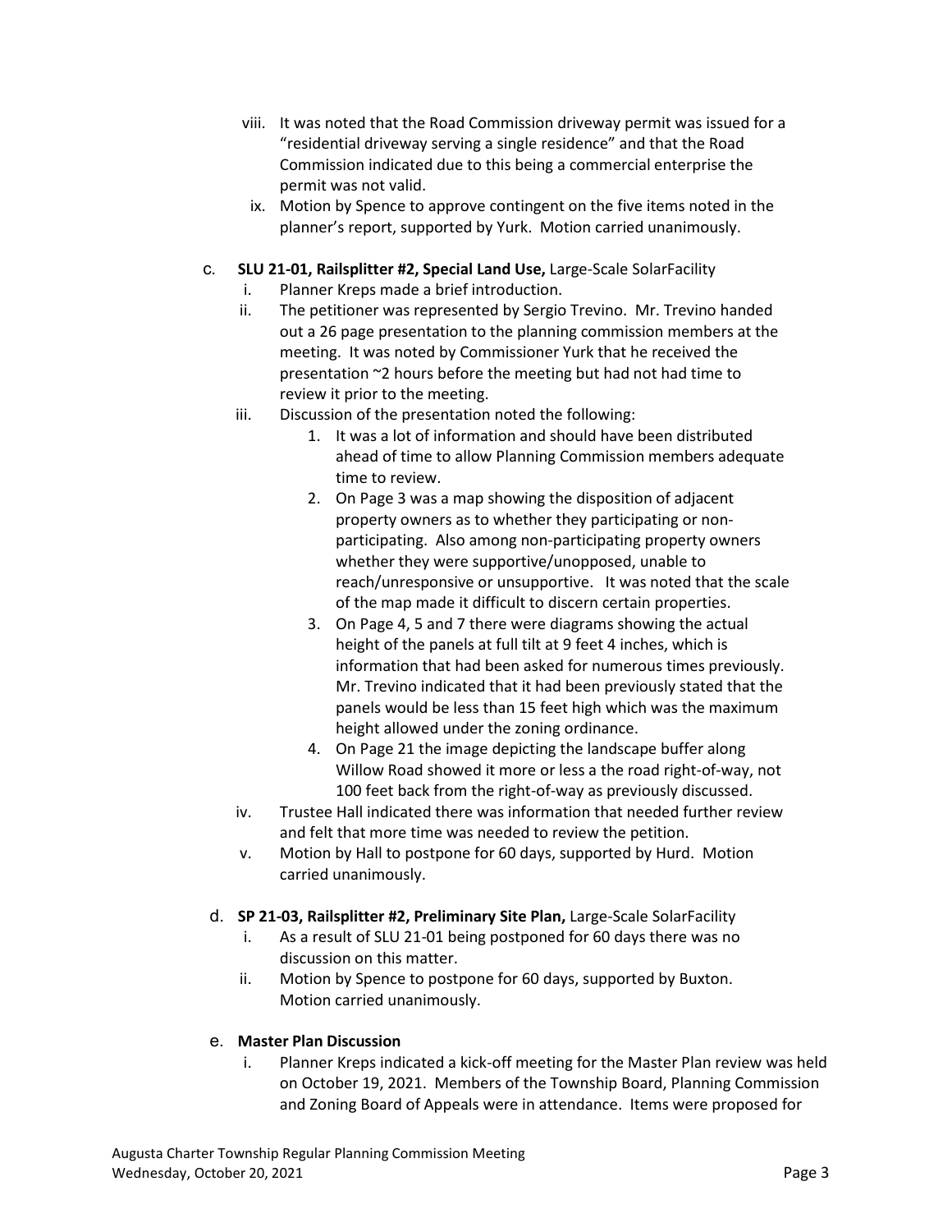- viii. It was noted that the Road Commission driveway permit was issued for a "residential driveway serving a single residence" and that the Road Commission indicated due to this being a commercial enterprise the permit was not valid.
- ix. Motion by Spence to approve contingent on the five items noted in the planner's report, supported by Yurk. Motion carried unanimously.

c. **SLU 21-01, Railsplitter #2, Special Land Use,** Large-Scale SolarFacility

- i. Planner Kreps made a brief introduction.
- ii. The petitioner was represented by Sergio Trevino. Mr. Trevino handed out a 26 page presentation to the planning commission members at the meeting. It was noted by Commissioner Yurk that he received the presentation ~2 hours before the meeting but had not had time to review it prior to the meeting.
- iii. Discussion of the presentation noted the following:
  1. It was a lot of information and should have been distributed ahead of time to allow Planning Commission members adequate time to review.
  2. On Page 3 was a map showing the disposition of adjacent property owners as to whether they participating or non-participating. Also among non-participating property owners whether they were supportive/unopposed, unable to reach/unresponsive or unsupportive. It was noted that the scale of the map made it difficult to discern certain properties.
  3. On Page 4, 5 and 7 there were diagrams showing the actual height of the panels at full tilt at 9 feet 4 inches, which is information that had been asked for numerous times previously. Mr. Trevino indicated that it had been previously stated that the panels would be less than 15 feet high which was the maximum height allowed under the zoning ordinance.
  4. On Page 21 the image depicting the landscape buffer along Willow Road showed it more or less a the road right-of-way, not 100 feet back from the right-of-way as previously discussed.
- iv. Trustee Hall indicated there was information that needed further review and felt that more time was needed to review the petition.
- v. Motion by Hall to postpone for 60 days, supported by Hurd. Motion carried unanimously.

d. **SP 21-03, Railsplitter #2, Preliminary Site Plan,** Large-Scale SolarFacility

- i. As a result of SLU 21-01 being postponed for 60 days there was no discussion on this matter.
- ii. Motion by Spence to postpone for 60 days, supported by Buxton. Motion carried unanimously.

e. **Master Plan Discussion**

- i. Planner Kreps indicated a kick-off meeting for the Master Plan review was held on October 19, 2021. Members of the Township Board, Planning Commission and Zoning Board of Appeals were in attendance. Items were proposed for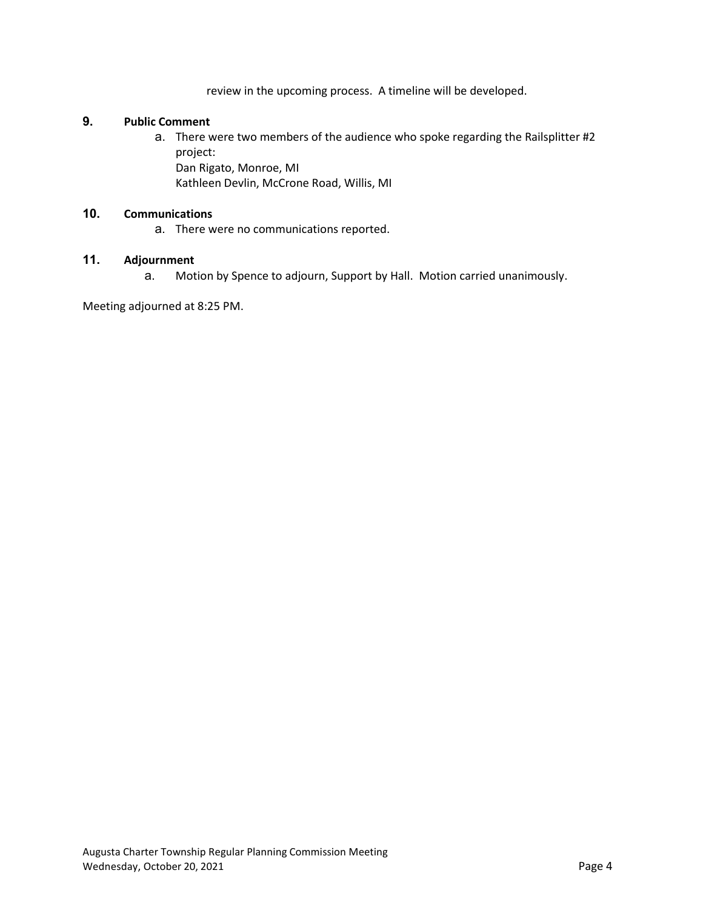review in the upcoming process. A timeline will be developed.

**9. Public Comment**

a. There were two members of the audience who spoke regarding the Railsplitter #2 project:
Dan Rigato, Monroe, MI
Kathleen Devlin, McCrone Road, Willis, MI

**10. Communications**

a. There were no communications reported.

**11. Adjournment**

a. Motion by Spence to adjourn, Support by Hall. Motion carried unanimously.

Meeting adjourned at 8:25 PM.